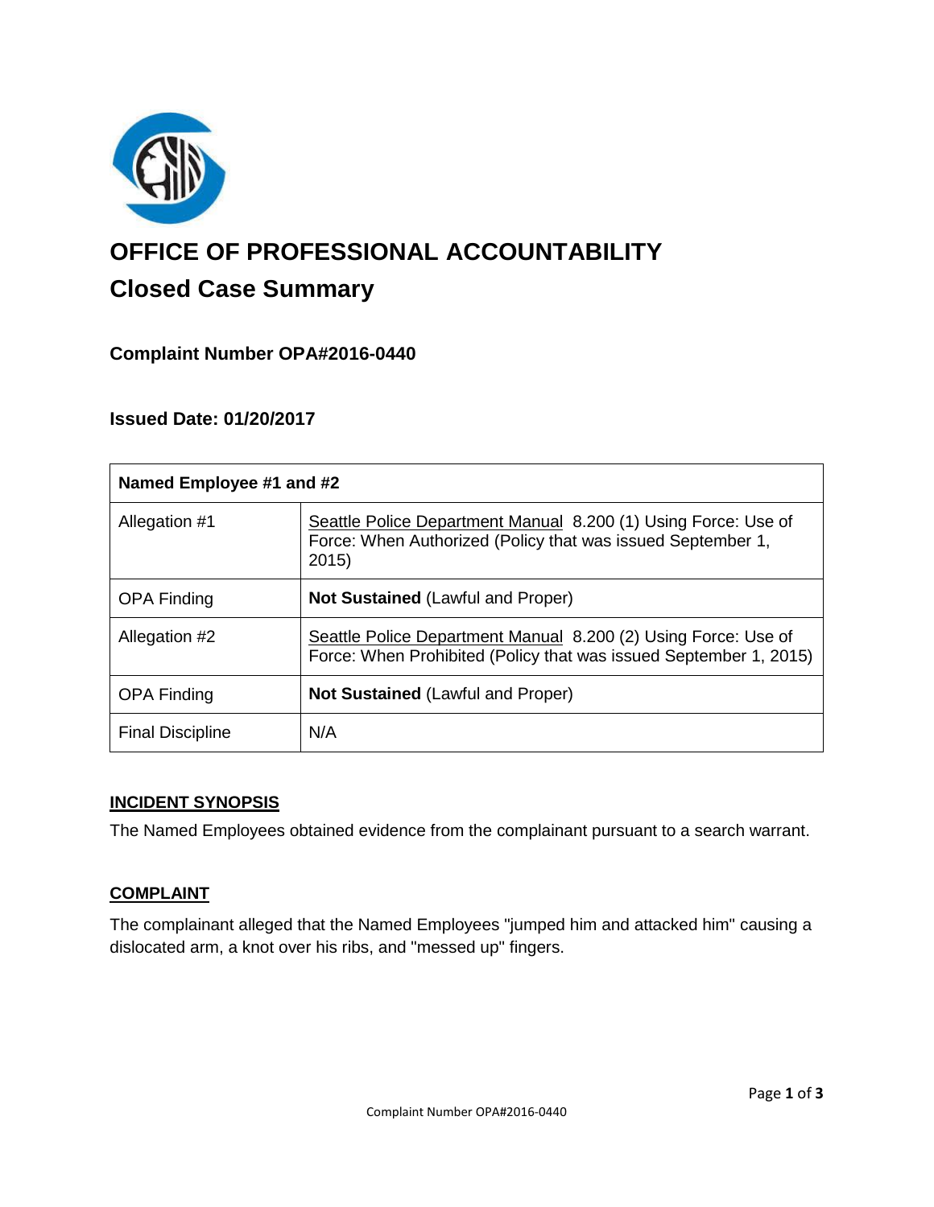# OFFICE OF PROFESSIONAL ACCOUNTABILITY

## Closed Case Summary

### Complaint Number OPA#2016-0440

### Issued Date: 01/20/2017

| Named Employee #1 and #2 | |
|---|---|
| Allegation #1 | Seattle Police Department Manual 8.200 (1) Using Force: Use of Force: When Authorized (Policy that was issued September 1, 2015) |
| OPA Finding | **Not Sustained** (Lawful and Proper) |
| Allegation #2 | Seattle Police Department Manual 8.200 (2) Using Force: Use of Force: When Prohibited (Policy that was issued September 1, 2015) |
| OPA Finding | **Not Sustained** (Lawful and Proper) |
| Final Discipline | N/A |

**INCIDENT SYNOPSIS**

The Named Employees obtained evidence from the complainant pursuant to a search warrant.

**COMPLAINT**

The complainant alleged that the Named Employees "jumped him and attacked him" causing a dislocated arm, a knot over his ribs, and "messed up" fingers.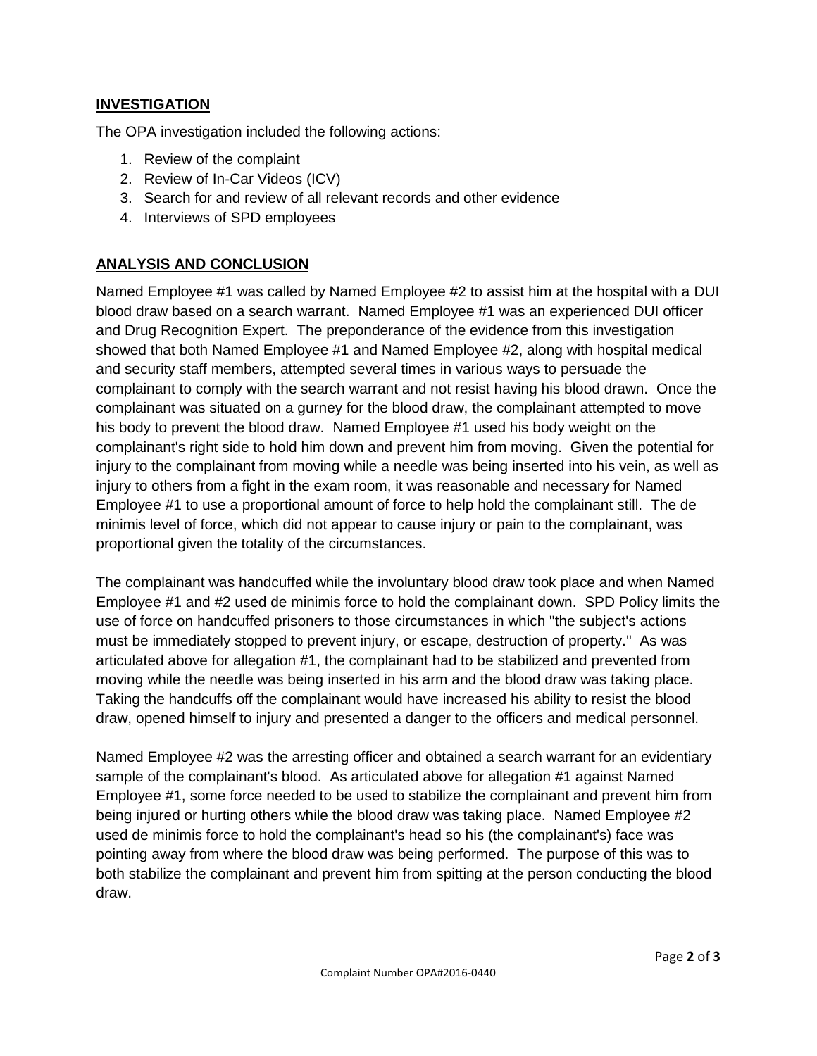## **INVESTIGATION**

The OPA investigation included the following actions:

1. Review of the complaint
2. Review of In-Car Videos (ICV)
3. Search for and review of all relevant records and other evidence
4. Interviews of SPD employees

## **ANALYSIS AND CONCLUSION**

Named Employee #1 was called by Named Employee #2 to assist him at the hospital with a DUI blood draw based on a search warrant. Named Employee #1 was an experienced DUI officer and Drug Recognition Expert. The preponderance of the evidence from this investigation showed that both Named Employee #1 and Named Employee #2, along with hospital medical and security staff members, attempted several times in various ways to persuade the complainant to comply with the search warrant and not resist having his blood drawn. Once the complainant was situated on a gurney for the blood draw, the complainant attempted to move his body to prevent the blood draw. Named Employee #1 used his body weight on the complainant's right side to hold him down and prevent him from moving. Given the potential for injury to the complainant from moving while a needle was being inserted into his vein, as well as injury to others from a fight in the exam room, it was reasonable and necessary for Named Employee #1 to use a proportional amount of force to help hold the complainant still. The de minimis level of force, which did not appear to cause injury or pain to the complainant, was proportional given the totality of the circumstances.

The complainant was handcuffed while the involuntary blood draw took place and when Named Employee #1 and #2 used de minimis force to hold the complainant down. SPD Policy limits the use of force on handcuffed prisoners to those circumstances in which "the subject's actions must be immediately stopped to prevent injury, or escape, destruction of property." As was articulated above for allegation #1, the complainant had to be stabilized and prevented from moving while the needle was being inserted in his arm and the blood draw was taking place. Taking the handcuffs off the complainant would have increased his ability to resist the blood draw, opened himself to injury and presented a danger to the officers and medical personnel.

Named Employee #2 was the arresting officer and obtained a search warrant for an evidentiary sample of the complainant's blood. As articulated above for allegation #1 against Named Employee #1, some force needed to be used to stabilize the complainant and prevent him from being injured or hurting others while the blood draw was taking place. Named Employee #2 used de minimis force to hold the complainant's head so his (the complainant's) face was pointing away from where the blood draw was being performed. The purpose of this was to both stabilize the complainant and prevent him from spitting at the person conducting the blood draw.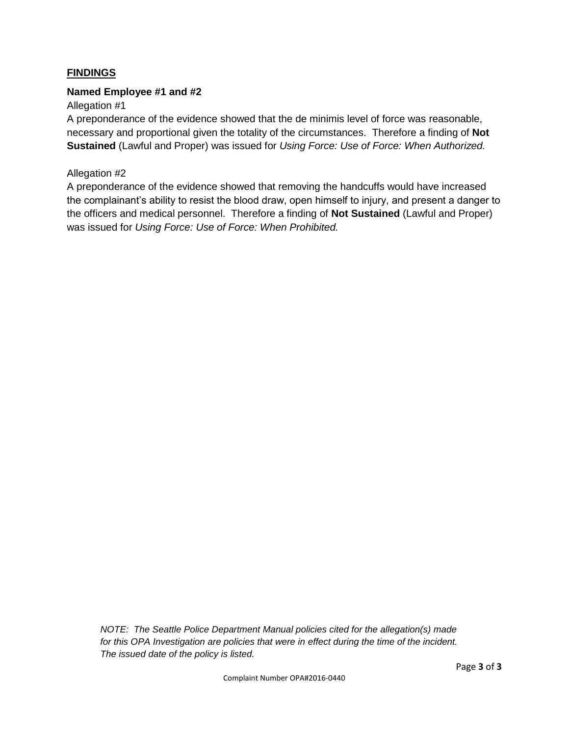## FINDINGS

### Named Employee #1 and #2

Allegation #1

A preponderance of the evidence showed that the de minimis level of force was reasonable, necessary and proportional given the totality of the circumstances. Therefore a finding of **Not Sustained** (Lawful and Proper) was issued for *Using Force: Use of Force: When Authorized.*

Allegation #2

A preponderance of the evidence showed that removing the handcuffs would have increased the complainant's ability to resist the blood draw, open himself to injury, and present a danger to the officers and medical personnel. Therefore a finding of **Not Sustained** (Lawful and Proper) was issued for *Using Force: Use of Force: When Prohibited.*

*NOTE: The Seattle Police Department Manual policies cited for the allegation(s) made for this OPA Investigation are policies that were in effect during the time of the incident. The issued date of the policy is listed.*

Complaint Number OPA#2016-0440